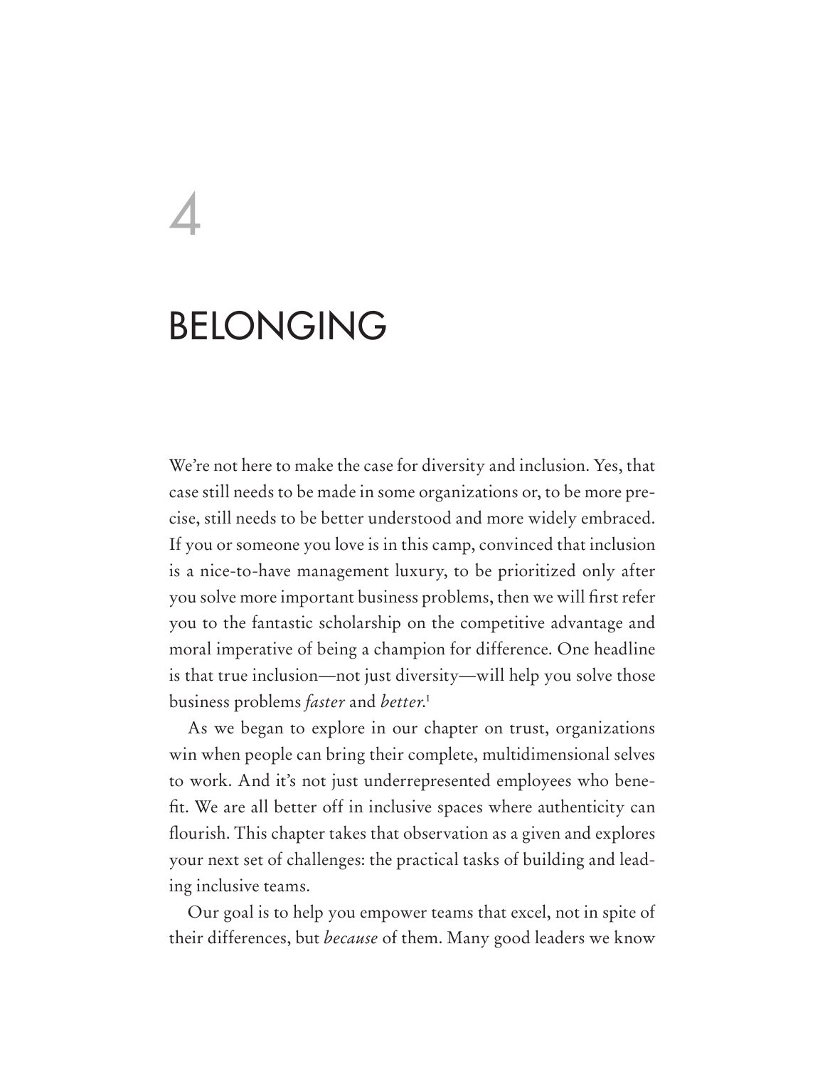# 4

# BELONGING

We're not here to make the case for diversity and inclusion. Yes, that case still needs to be made in some organizations or, to be more precise, still needs to be better understood and more widely embraced. If you or someone you love is in this camp, convinced that inclusion is a nice-to-have management luxury, to be prioritized only after you solve more important business problems, then we will first refer you to the fantastic scholarship on the competitive advantage and moral imperative of being a champion for difference. One headline is that true inclusion—not just diversity—will help you solve those business problems *faster* and *better*.[1]

As we began to explore in our chapter on trust, organizations win when people can bring their complete, multidimensional selves to work. And it's not just underrepresented employees who benefit. We are all better off in inclusive spaces where authenticity can flourish. This chapter takes that observation as a given and explores your next set of challenges: the practical tasks of building and leading inclusive teams.

Our goal is to help you empower teams that excel, not in spite of their differences, but *because* of them. Many good leaders we know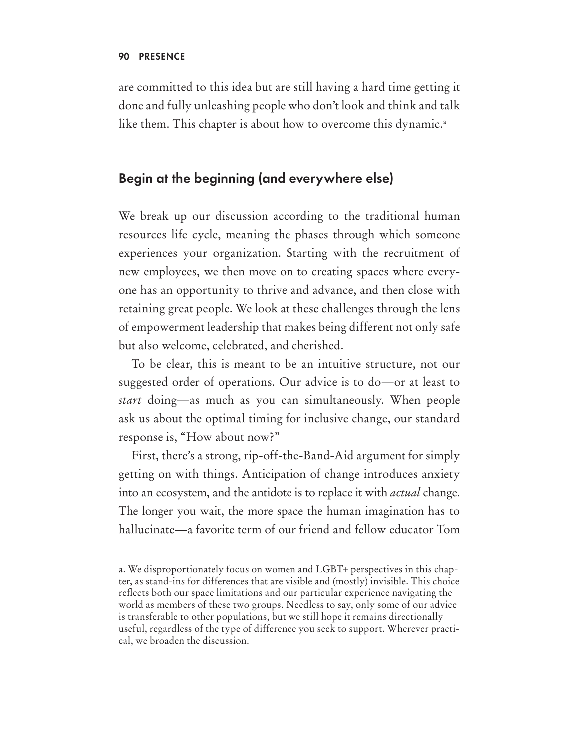are committed to this idea but are still having a hard time getting it done and fully unleashing people who don't look and think and talk like them. This chapter is about how to overcome this dynamic.[a]

## Begin at the beginning (and everywhere else)

We break up our discussion according to the traditional human resources life cycle, meaning the phases through which someone experiences your organization. Starting with the recruitment of new employees, we then move on to creating spaces where everyone has an opportunity to thrive and advance, and then close with retaining great people. We look at these challenges through the lens of empowerment leadership that makes being different not only safe but also welcome, celebrated, and cherished.

To be clear, this is meant to be an intuitive structure, not our suggested order of operations. Our advice is to do—or at least to *start* doing—as much as you can simultaneously. When people ask us about the optimal timing for inclusive change, our standard response is, "How about now?"

First, there's a strong, rip-off-the-Band-Aid argument for simply getting on with things. Anticipation of change introduces anxiety into an ecosystem, and the antidote is to replace it with *actual* change. The longer you wait, the more space the human imagination has to hallucinate—a favorite term of our friend and fellow educator Tom

a. We disproportionately focus on women and LGBT+ perspectives in this chapter, as stand-ins for differences that are visible and (mostly) invisible. This choice reflects both our space limitations and our particular experience navigating the world as members of these two groups. Needless to say, only some of our advice is transferable to other populations, but we still hope it remains directionally useful, regardless of the type of difference you seek to support. Wherever practical, we broaden the discussion.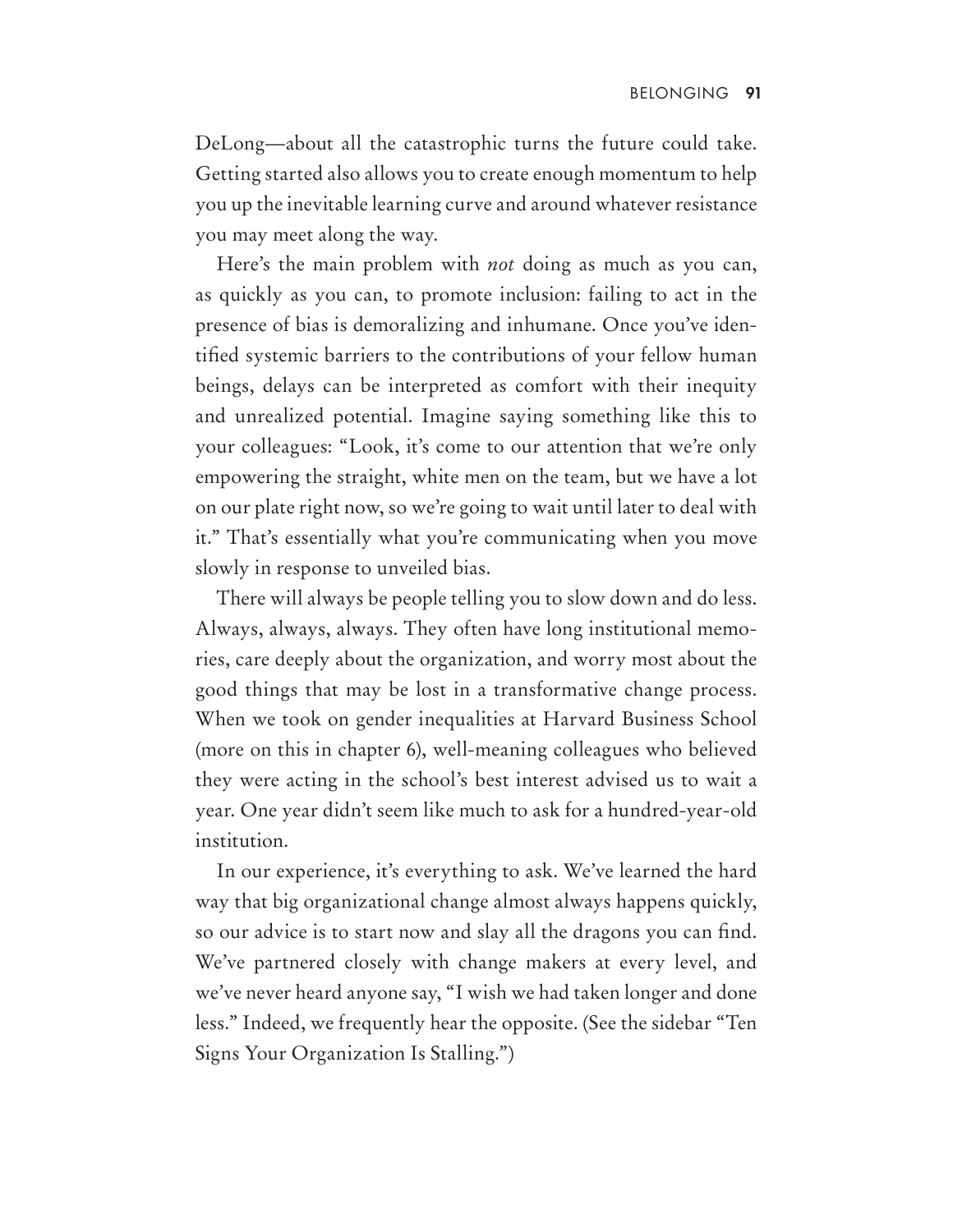DeLong—about all the catastrophic turns the future could take. Getting started also allows you to create enough momentum to help you up the inevitable learning curve and around whatever resistance you may meet along the way.

Here's the main problem with *not* doing as much as you can, as quickly as you can, to promote inclusion: failing to act in the presence of bias is demoralizing and inhumane. Once you've identified systemic barriers to the contributions of your fellow human beings, delays can be interpreted as comfort with their inequity and unrealized potential. Imagine saying something like this to your colleagues: "Look, it's come to our attention that we're only empowering the straight, white men on the team, but we have a lot on our plate right now, so we're going to wait until later to deal with it." That's essentially what you're communicating when you move slowly in response to unveiled bias.

There will always be people telling you to slow down and do less. Always, always, always. They often have long institutional memories, care deeply about the organization, and worry most about the good things that may be lost in a transformative change process. When we took on gender inequalities at Harvard Business School (more on this in chapter 6), well-meaning colleagues who believed they were acting in the school's best interest advised us to wait a year. One year didn't seem like much to ask for a hundred-year-old institution.

In our experience, it's everything to ask. We've learned the hard way that big organizational change almost always happens quickly, so our advice is to start now and slay all the dragons you can find. We've partnered closely with change makers at every level, and we've never heard anyone say, "I wish we had taken longer and done less." Indeed, we frequently hear the opposite. (See the sidebar "Ten Signs Your Organization Is Stalling.")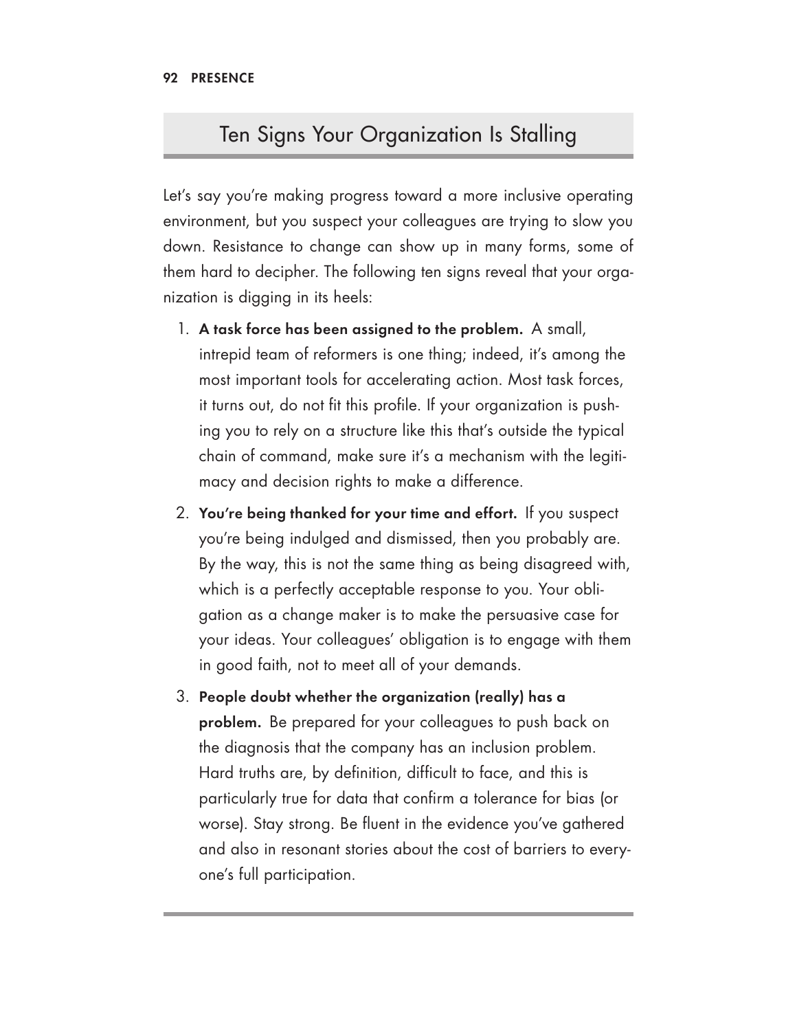## Ten Signs Your Organization Is Stalling

Let's say you're making progress toward a more inclusive operating environment, but you suspect your colleagues are trying to slow you down. Resistance to change can show up in many forms, some of them hard to decipher. The following ten signs reveal that your organization is digging in its heels:

1. **A task force has been assigned to the problem.** A small, intrepid team of reformers is one thing; indeed, it's among the most important tools for accelerating action. Most task forces, it turns out, do not fit this profile. If your organization is pushing you to rely on a structure like this that's outside the typical chain of command, make sure it's a mechanism with the legitimacy and decision rights to make a difference.
2. **You're being thanked for your time and effort.** If you suspect you're being indulged and dismissed, then you probably are. By the way, this is not the same thing as being disagreed with, which is a perfectly acceptable response to you. Your obligation as a change maker is to make the persuasive case for your ideas. Your colleagues' obligation is to engage with them in good faith, not to meet all of your demands.
3. **People doubt whether the organization (really) has a problem.** Be prepared for your colleagues to push back on the diagnosis that the company has an inclusion problem. Hard truths are, by definition, difficult to face, and this is particularly true for data that confirm a tolerance for bias (or worse). Stay strong. Be fluent in the evidence you've gathered and also in resonant stories about the cost of barriers to everyone's full participation.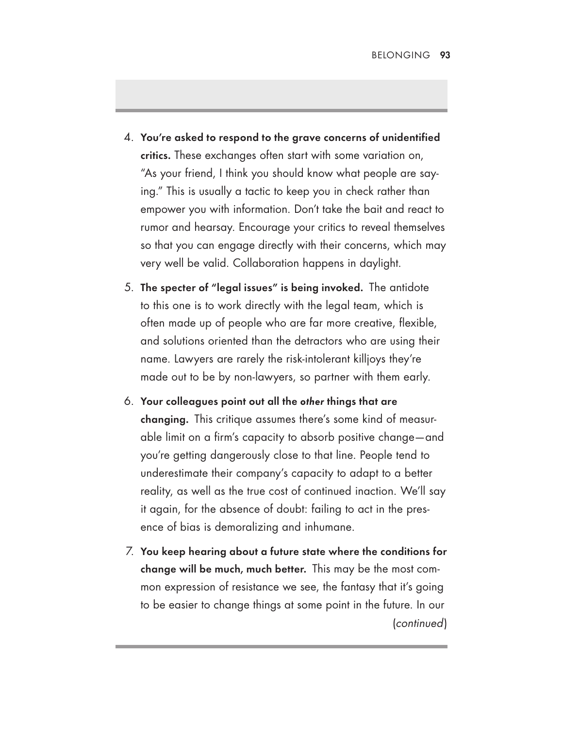4. **You're asked to respond to the grave concerns of unidentified critics.** These exchanges often start with some variation on, "As your friend, I think you should know what people are saying." This is usually a tactic to keep you in check rather than empower you with information. Don't take the bait and react to rumor and hearsay. Encourage your critics to reveal themselves so that you can engage directly with their concerns, which may very well be valid. Collaboration happens in daylight.

5. **The specter of "legal issues" is being invoked.** The antidote to this one is to work directly with the legal team, which is often made up of people who are far more creative, flexible, and solutions oriented than the detractors who are using their name. Lawyers are rarely the risk-intolerant killjoys they're made out to be by non-lawyers, so partner with them early.

6. **Your colleagues point out all the *other* things that are changing.** This critique assumes there's some kind of measurable limit on a firm's capacity to absorb positive change—and you're getting dangerously close to that line. People tend to underestimate their company's capacity to adapt to a better reality, as well as the true cost of continued inaction. We'll say it again, for the absence of doubt: failing to act in the presence of bias is demoralizing and inhumane.

7. **You keep hearing about a future state where the conditions for change will be much, much better.** This may be the most common expression of resistance we see, the fantasy that it's going to be easier to change things at some point in the future. In our

(*continued*)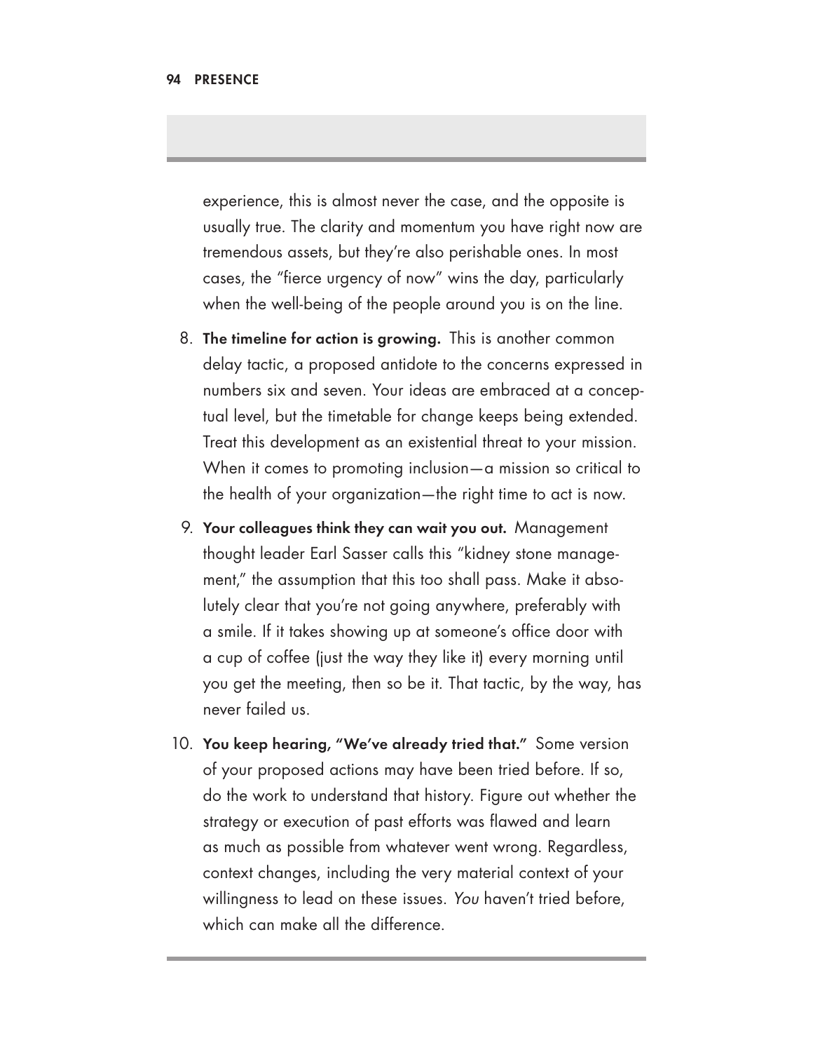experience, this is almost never the case, and the opposite is usually true. The clarity and momentum you have right now are tremendous assets, but they're also perishable ones. In most cases, the "fierce urgency of now" wins the day, particularly when the well-being of the people around you is on the line.

8. **The timeline for action is growing.** This is another common delay tactic, a proposed antidote to the concerns expressed in numbers six and seven. Your ideas are embraced at a conceptual level, but the timetable for change keeps being extended. Treat this development as an existential threat to your mission. When it comes to promoting inclusion—a mission so critical to the health of your organization—the right time to act is now.

9. **Your colleagues think they can wait you out.** Management thought leader Earl Sasser calls this "kidney stone management," the assumption that this too shall pass. Make it absolutely clear that you're not going anywhere, preferably with a smile. If it takes showing up at someone's office door with a cup of coffee (just the way they like it) every morning until you get the meeting, then so be it. That tactic, by the way, has never failed us.

10. **You keep hearing, "We've already tried that."** Some version of your proposed actions may have been tried before. If so, do the work to understand that history. Figure out whether the strategy or execution of past efforts was flawed and learn as much as possible from whatever went wrong. Regardless, context changes, including the very material context of your willingness to lead on these issues. *You* haven't tried before, which can make all the difference.